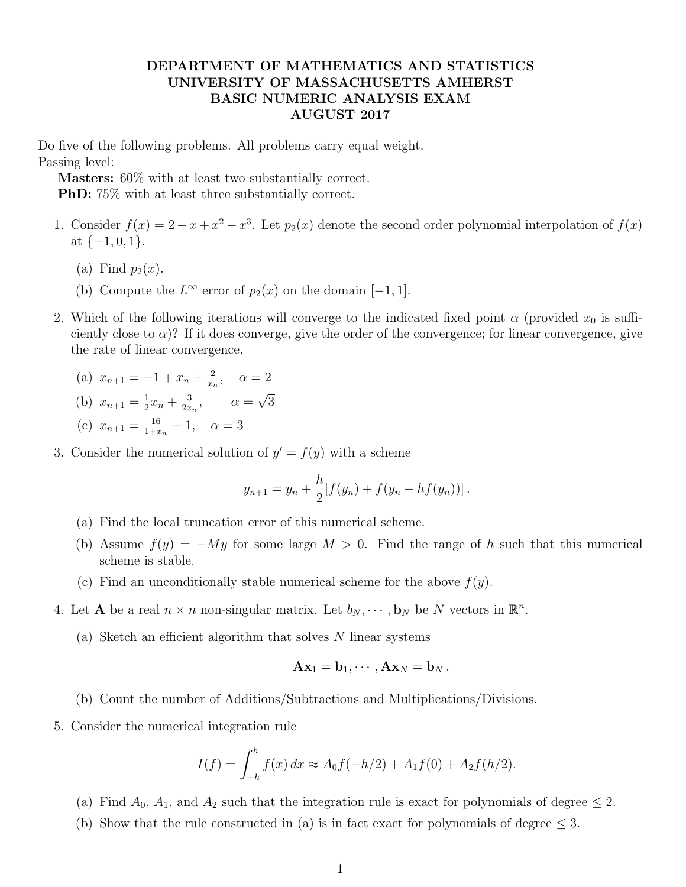# DEPARTMENT OF MATHEMATICS AND STATISTICS
# UNIVERSITY OF MASSACHUSETTS AMHERST
# BASIC NUMERIC ANALYSIS EXAM
# AUGUST 2017

Do five of the following problems. All problems carry equal weight.
Passing level:

**Masters:** 60% with at least two substantially correct.
**PhD:** 75% with at least three substantially correct.

1. Consider $f(x) = 2 - x + x^2 - x^3$. Let $p_2(x)$ denote the second order polynomial interpolation of $f(x)$ at $\{-1, 0, 1\}$.

   (a) Find $p_2(x)$.

   (b) Compute the $L^\infty$ error of $p_2(x)$ on the domain $[-1, 1]$.

2. Which of the following iterations will converge to the indicated fixed point $\alpha$ (provided $x_0$ is sufficiently close to $\alpha$)? If it does converge, give the order of the convergence; for linear convergence, give the rate of linear convergence.

   (a) $x_{n+1} = -1 + x_n + \frac{2}{x_n}, \quad \alpha = 2$

   (b) $x_{n+1} = \frac{1}{2}x_n + \frac{3}{2x_n}, \qquad \alpha = \sqrt{3}$

   (c) $x_{n+1} = \frac{16}{1+x_n} - 1, \quad \alpha = 3$

3. Consider the numerical solution of $y' = f(y)$ with a scheme

$$y_{n+1} = y_n + \frac{h}{2}[f(y_n) + f(y_n + hf(y_n))] .$$

   (a) Find the local truncation error of this numerical scheme.

   (b) Assume $f(y) = -My$ for some large $M > 0$. Find the range of $h$ such that this numerical scheme is stable.

   (c) Find an unconditionally stable numerical scheme for the above $f(y)$.

4. Let $\mathbf{A}$ be a real $n \times n$ non-singular matrix. Let $b_N, \cdots, \mathbf{b}_N$ be $N$ vectors in $\mathbb{R}^n$.

   (a) Sketch an efficient algorithm that solves $N$ linear systems

$$\mathbf{A}\mathbf{x}_1 = \mathbf{b}_1, \cdots, \mathbf{A}\mathbf{x}_N = \mathbf{b}_N .$$

   (b) Count the number of Additions/Subtractions and Multiplications/Divisions.

5. Consider the numerical integration rule

$$I(f) = \int_{-h}^{h} f(x)\, dx \approx A_0 f(-h/2) + A_1 f(0) + A_2 f(h/2).$$

   (a) Find $A_0$, $A_1$, and $A_2$ such that the integration rule is exact for polynomials of degree $\leq 2$.

   (b) Show that the rule constructed in (a) is in fact exact for polynomials of degree $\leq 3$.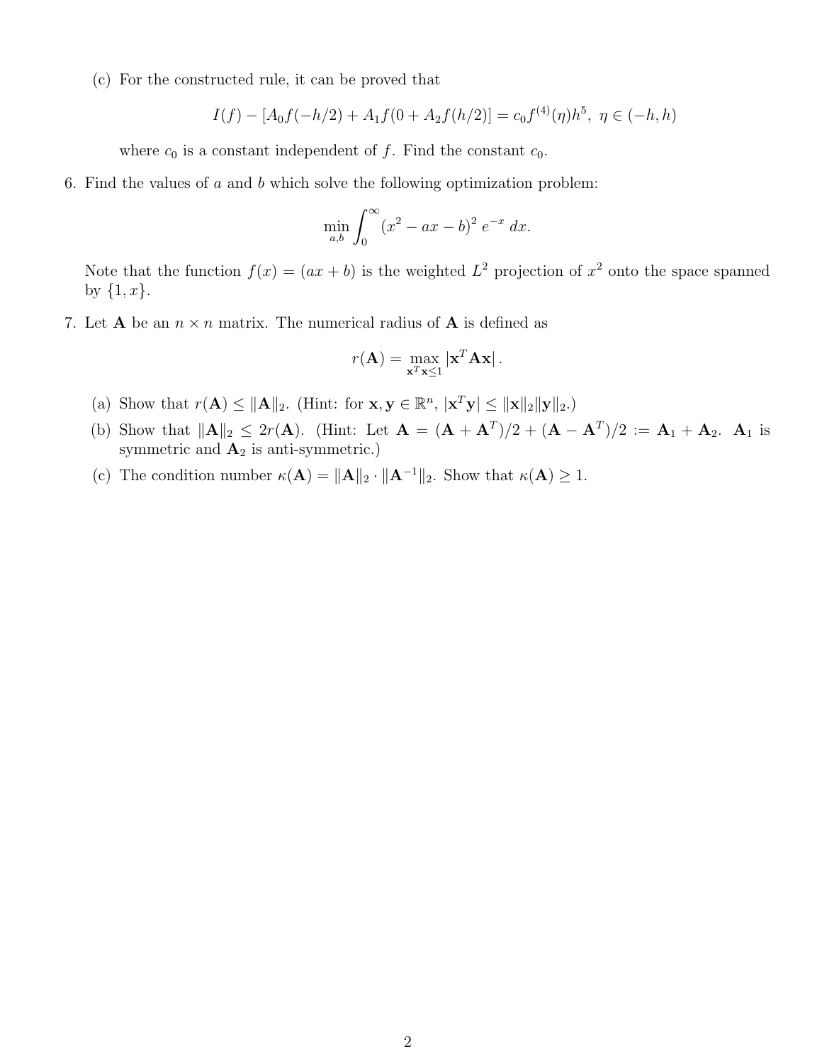(c) For the constructed rule, it can be proved that

$$I(f) - [A_0 f(-h/2) + A_1 f(0 + A_2 f(h/2)] = c_0 f^{(4)}(\eta) h^5, \ \eta \in (-h, h)$$

where $c_0$ is a constant independent of $f$. Find the constant $c_0$.

6. Find the values of $a$ and $b$ which solve the following optimization problem:

$$\min_{a,b} \int_0^\infty (x^2 - ax - b)^2 \, e^{-x} \, dx.$$

Note that the function $f(x) = (ax + b)$ is the weighted $L^2$ projection of $x^2$ onto the space spanned by $\{1, x\}$.

7. Let $\mathbf{A}$ be an $n \times n$ matrix. The numerical radius of $\mathbf{A}$ is defined as

$$r(\mathbf{A}) = \max_{\mathbf{x}^T\mathbf{x} \le 1} |\mathbf{x}^T \mathbf{A} \mathbf{x}|.$$

(a) Show that $r(\mathbf{A}) \le \|\mathbf{A}\|_2$. (Hint: for $\mathbf{x}, \mathbf{y} \in \mathbb{R}^n$, $|\mathbf{x}^T\mathbf{y}| \le \|\mathbf{x}\|_2 \|\mathbf{y}\|_2$.)

(b) Show that $\|\mathbf{A}\|_2 \le 2r(\mathbf{A})$. (Hint: Let $\mathbf{A} = (\mathbf{A} + \mathbf{A}^T)/2 + (\mathbf{A} - \mathbf{A}^T)/2 := \mathbf{A}_1 + \mathbf{A}_2$. $\mathbf{A}_1$ is symmetric and $\mathbf{A}_2$ is anti-symmetric.)

(c) The condition number $\kappa(\mathbf{A}) = \|\mathbf{A}\|_2 \cdot \|\mathbf{A}^{-1}\|_2$. Show that $\kappa(\mathbf{A}) \ge 1$.